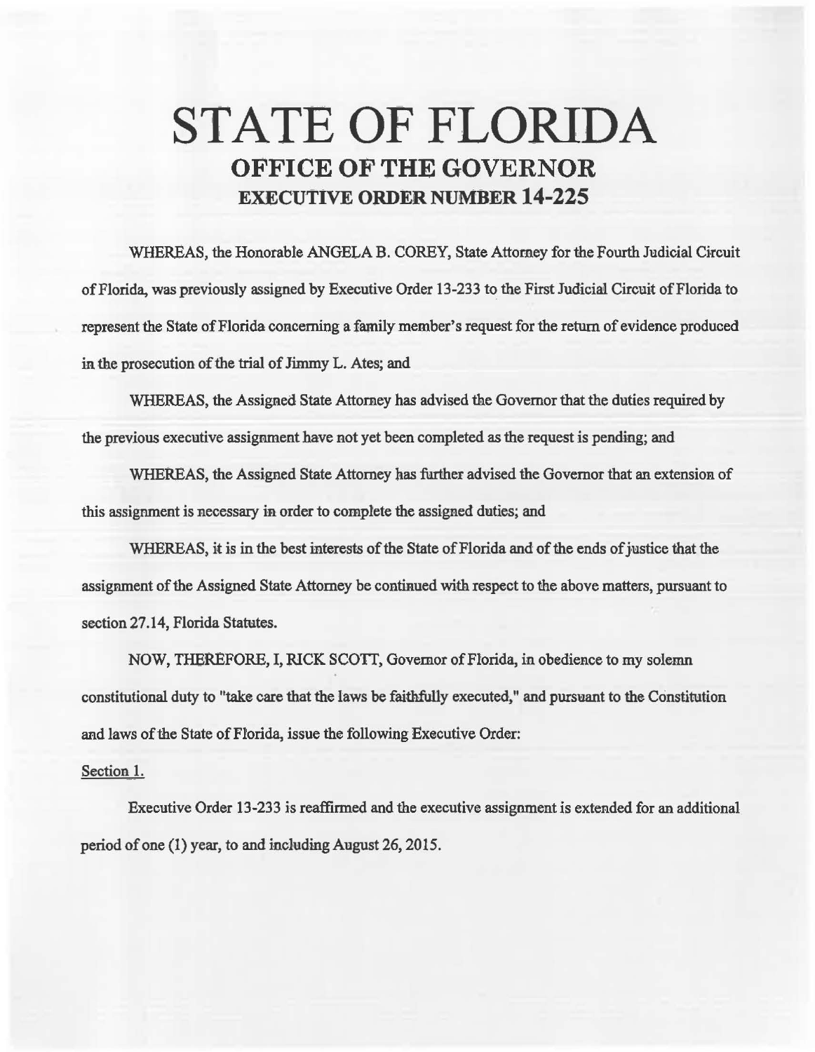# STATE OF FLORIDA

## OFFICE OF THE GOVERNOR

### EXECUTIVE ORDER NUMBER 14-225

WHEREAS, the Honorable ANGELA B. COREY, State Attorney for the Fourth Judicial Circuit of Florida, was previously assigned by Executive Order 13-233 to the First Judicial Circuit of Florida to represent the State of Florida concerning a family member's request for the return of evidence produced in the prosecution of the trial of Jimmy L. Ates; and

WHEREAS, the Assigned State Attorney has advised the Governor that the duties required by the previous executive assignment have not yet been completed as the request is pending; and

WHEREAS, the Assigned State Attorney has further advised the Governor that an extension of this assignment is necessary in order to complete the assigned duties; and

WHEREAS, it is in the best interests of the State of Florida and of the ends of justice that the assignment of the Assigned State Attorney be continued with respect to the above matters, pursuant to section 27.14, Florida Statutes.

NOW, THEREFORE, I, RICK SCOTT, Governor of Florida, in obedience to my solemn constitutional duty to "take care that the laws be faithfully executed," and pursuant to the Constitution and laws of the State of Florida, issue the following Executive Order:

Section 1.

Executive Order 13-233 is reaffirmed and the executive assignment is extended for an additional period of one (1) year, to and including August 26, 2015.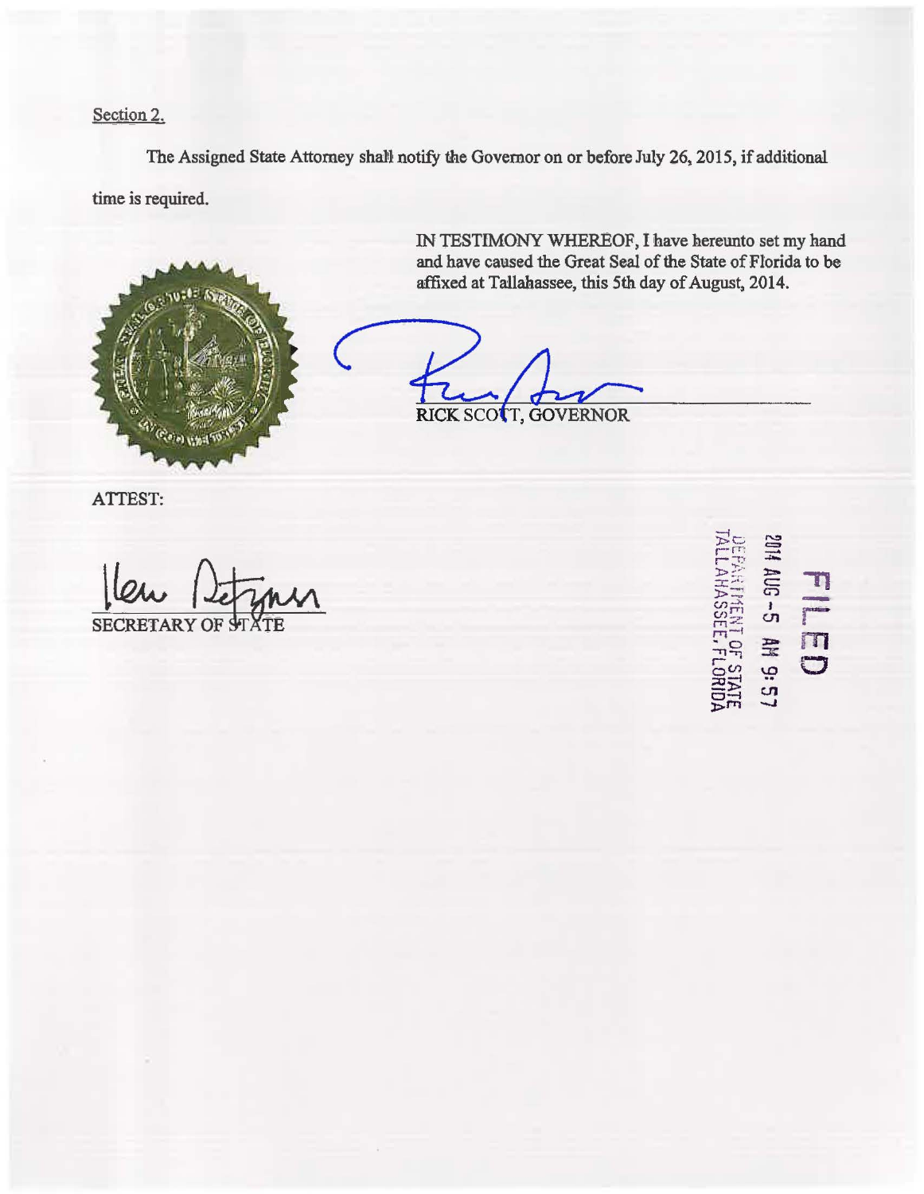Section 2.

The Assigned State Attorney shall notify the Governor on or before July 26, 2015, if additional time is required.

IN TESTIMONY WHEREOF, I have hereunto set my hand and have caused the Great Seal of the State of Florida to be affixed at Tallahassee, this 5th day of August, 2014.

RICK SCOTT, GOVERNOR

ATTEST:

SECRETARY OF STATE

FILED

2014 AUG -5 AM 9:57

DEPARTMENT OF STATE
TALLAHASSEE, FLORIDA